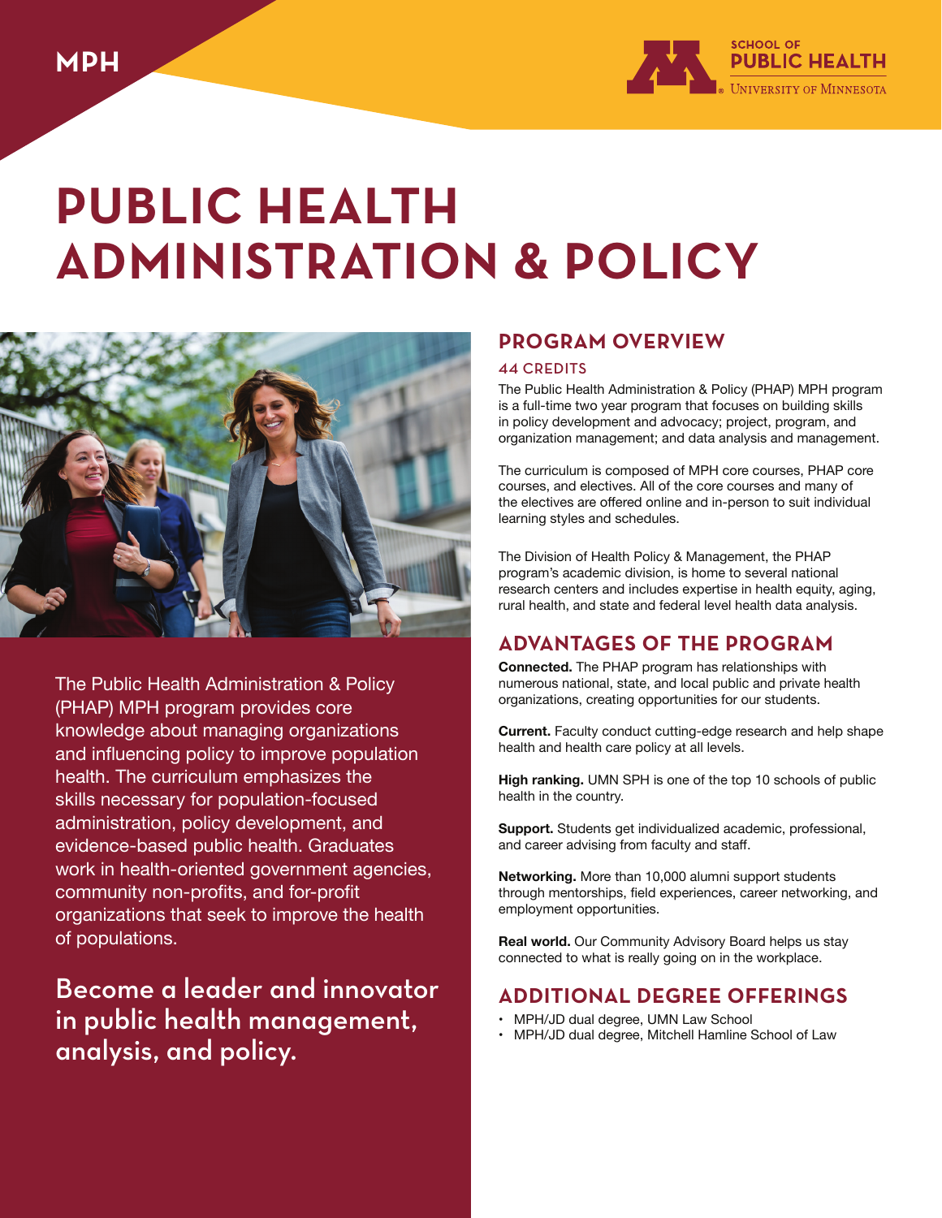MPH

SCHOOL OF PUBLIC HEALTH
UNIVERSITY OF MINNESOTA

# PUBLIC HEALTH ADMINISTRATION & POLICY

The Public Health Administration & Policy (PHAP) MPH program provides core knowledge about managing organizations and influencing policy to improve population health. The curriculum emphasizes the skills necessary for population-focused administration, policy development, and evidence-based public health. Graduates work in health-oriented government agencies, community non-profits, and for-profit organizations that seek to improve the health of populations.

**Become a leader and innovator in public health management, analysis, and policy.**

## PROGRAM OVERVIEW

### 44 CREDITS

The Public Health Administration & Policy (PHAP) MPH program is a full-time two year program that focuses on building skills in policy development and advocacy; project, program, and organization management; and data analysis and management.

The curriculum is composed of MPH core courses, PHAP core courses, and electives. All of the core courses and many of the electives are offered online and in-person to suit individual learning styles and schedules.

The Division of Health Policy & Management, the PHAP program's academic division, is home to several national research centers and includes expertise in health equity, aging, rural health, and state and federal level health data analysis.

## ADVANTAGES OF THE PROGRAM

**Connected.** The PHAP program has relationships with numerous national, state, and local public and private health organizations, creating opportunities for our students.

**Current.** Faculty conduct cutting-edge research and help shape health and health care policy at all levels.

**High ranking.** UMN SPH is one of the top 10 schools of public health in the country.

**Support.** Students get individualized academic, professional, and career advising from faculty and staff.

**Networking.** More than 10,000 alumni support students through mentorships, field experiences, career networking, and employment opportunities.

**Real world.** Our Community Advisory Board helps us stay connected to what is really going on in the workplace.

## ADDITIONAL DEGREE OFFERINGS

- MPH/JD dual degree, UMN Law School
- MPH/JD dual degree, Mitchell Hamline School of Law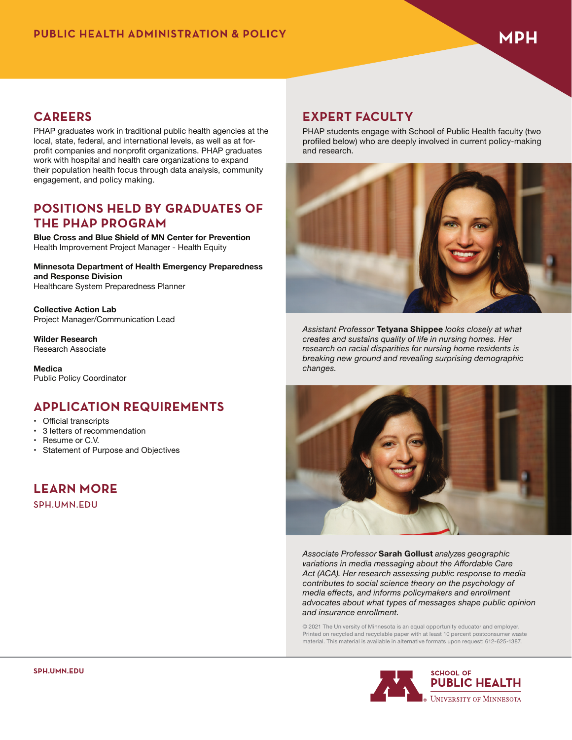PUBLIC HEALTH ADMINISTRATION & POLICY

MPH

## CAREERS

PHAP graduates work in traditional public health agencies at the local, state, federal, and international levels, as well as at for-profit companies and nonprofit organizations. PHAP graduates work with hospital and health care organizations to expand their population health focus through data analysis, community engagement, and policy making.

## POSITIONS HELD BY GRADUATES OF THE PHAP PROGRAM

**Blue Cross and Blue Shield of MN Center for Prevention**
Health Improvement Project Manager - Health Equity

**Minnesota Department of Health Emergency Preparedness and Response Division**
Healthcare System Preparedness Planner

**Collective Action Lab**
Project Manager/Communication Lead

**Wilder Research**
Research Associate

**Medica**
Public Policy Coordinator

## APPLICATION REQUIREMENTS

- Official transcripts
- 3 letters of recommendation
- Resume or C.V.
- Statement of Purpose and Objectives

## LEARN MORE

SPH.UMN.EDU

## EXPERT FACULTY

PHAP students engage with School of Public Health faculty (two profiled below) who are deeply involved in current policy-making and research.

*Assistant Professor* **Tetyana Shippee** *looks closely at what creates and sustains quality of life in nursing homes. Her research on racial disparities for nursing home residents is breaking new ground and revealing surprising demographic changes.*

*Associate Professor* **Sarah Gollust** *analyzes geographic variations in media messaging about the Affordable Care Act (ACA). Her research assessing public response to media contributes to social science theory on the psychology of media effects, and informs policymakers and enrollment advocates about what types of messages shape public opinion and insurance enrollment.*

© 2021 The University of Minnesota is an equal opportunity educator and employer. Printed on recycled and recyclable paper with at least 10 percent postconsumer waste material. This material is available in alternative formats upon request: 612-625-1387.

SPH.UMN.EDU

SCHOOL OF PUBLIC HEALTH
UNIVERSITY OF MINNESOTA